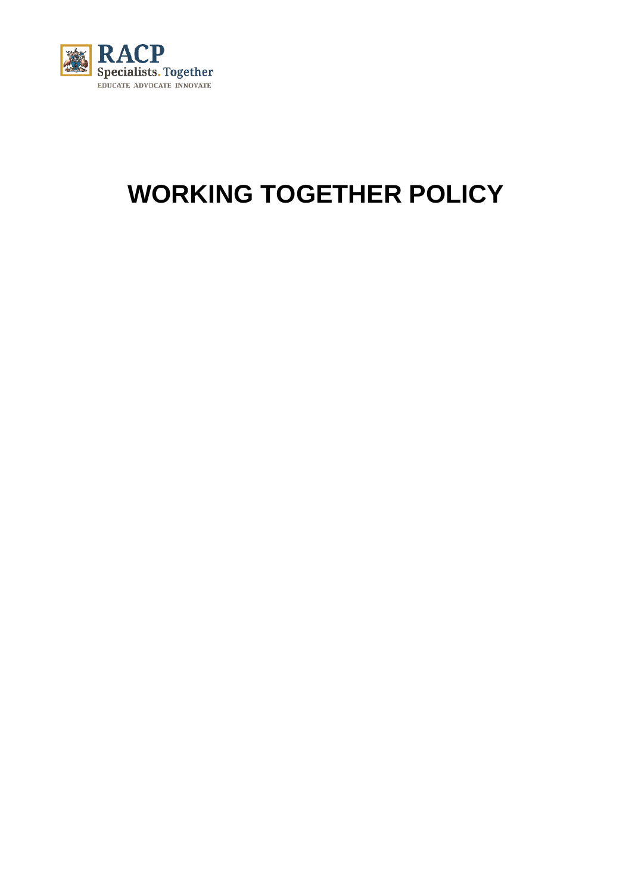RACP
Specialists. Together
EDUCATE ADVOCATE INNOVATE

# WORKING TOGETHER POLICY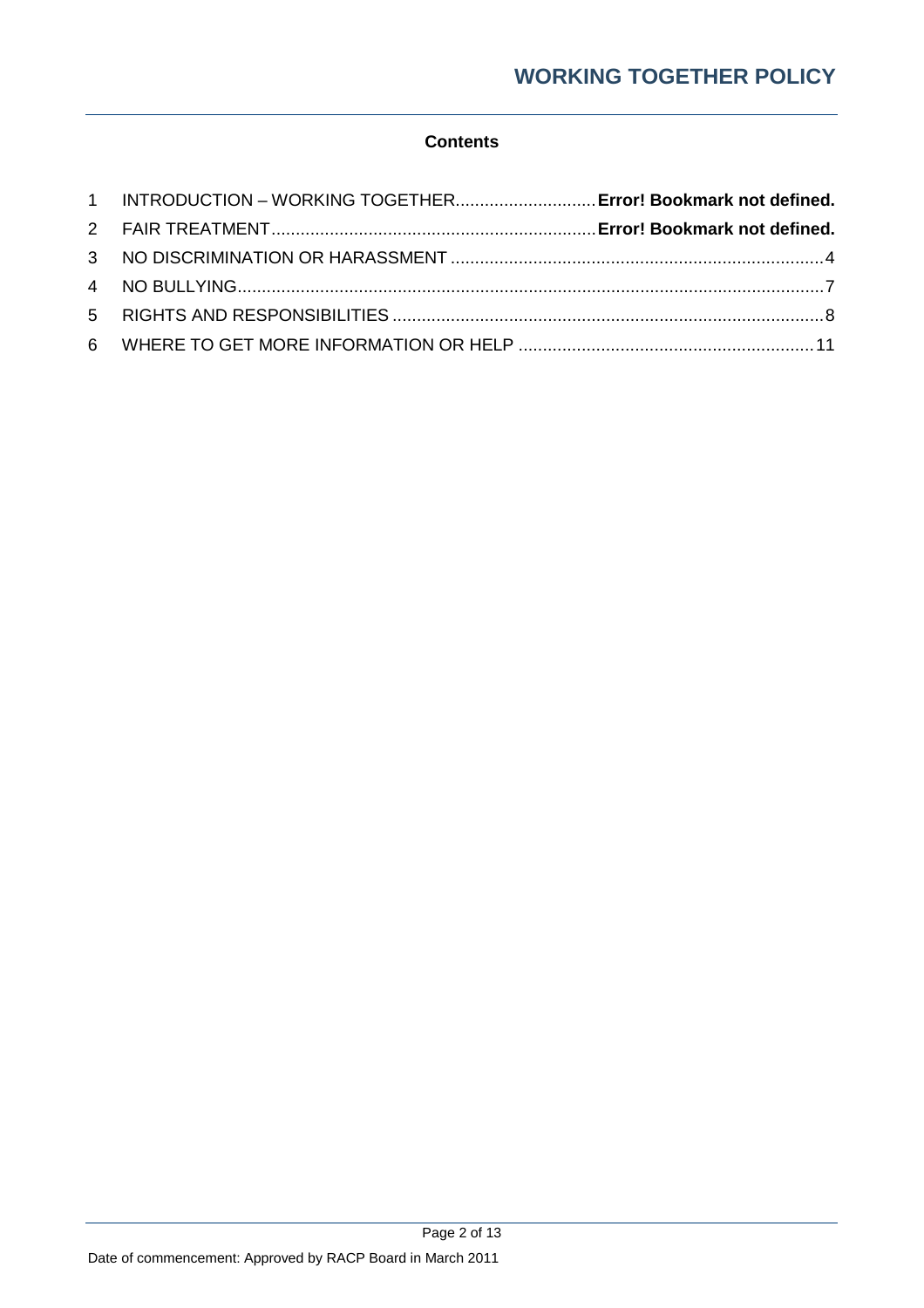**Contents**

1 INTRODUCTION – WORKING TOGETHER ............................ **Error! Bookmark not defined.**

2 FAIR TREATMENT .................................................................. **Error! Bookmark not defined.**

3 NO DISCRIMINATION OR HARASSMENT ............................................................................ 4

4 NO BULLYING ........................................................................................................................ 7

5 RIGHTS AND RESPONSIBILITIES ........................................................................................ 8

6 WHERE TO GET MORE INFORMATION OR HELP ............................................................ 11

Date of commencement: Approved by RACP Board in March 2011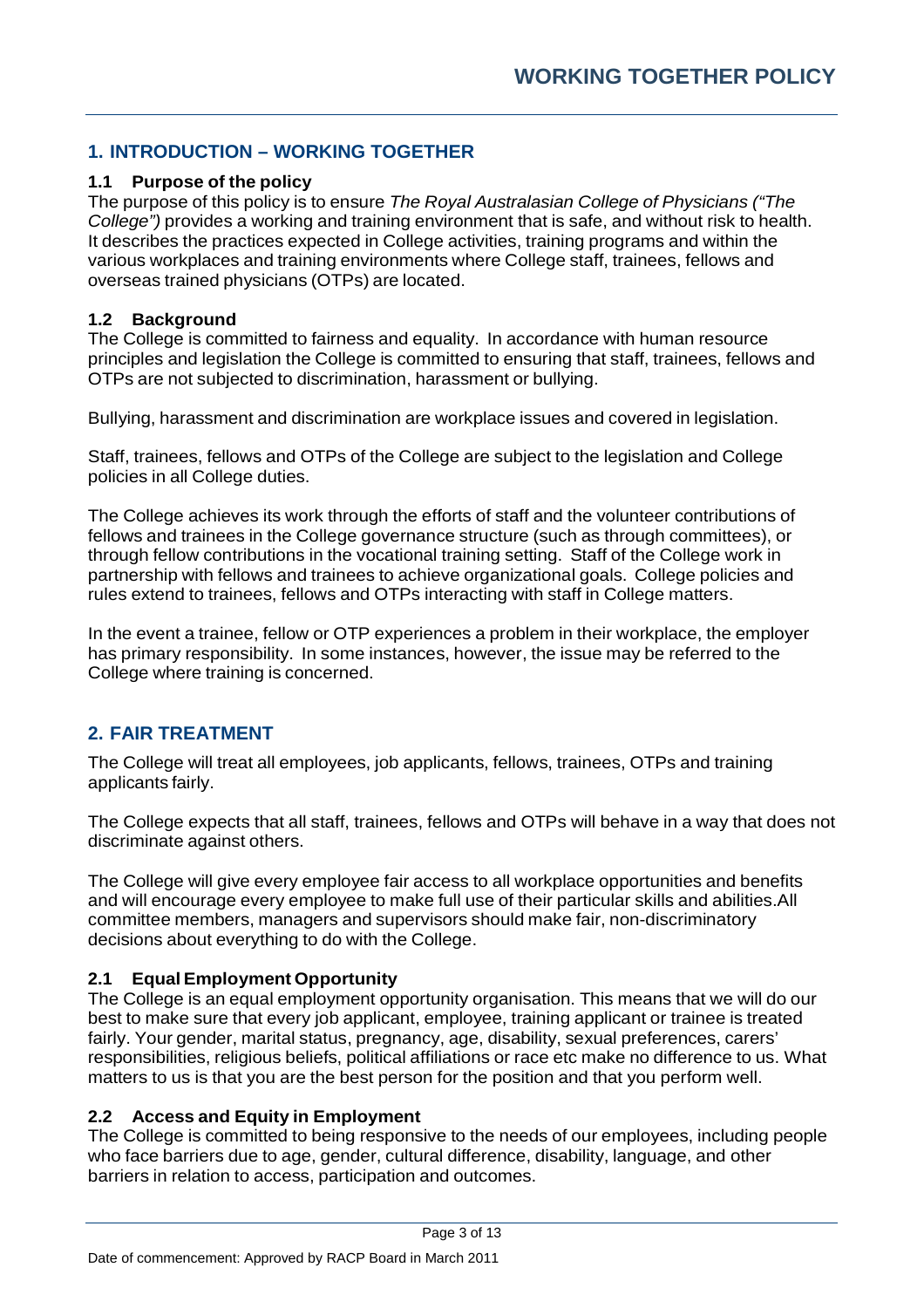## 1. INTRODUCTION – WORKING TOGETHER

### 1.1 Purpose of the policy

The purpose of this policy is to ensure *The Royal Australasian College of Physicians ("The College")* provides a working and training environment that is safe, and without risk to health. It describes the practices expected in College activities, training programs and within the various workplaces and training environments where College staff, trainees, fellows and overseas trained physicians (OTPs) are located.

### 1.2 Background

The College is committed to fairness and equality. In accordance with human resource principles and legislation the College is committed to ensuring that staff, trainees, fellows and OTPs are not subjected to discrimination, harassment or bullying.

Bullying, harassment and discrimination are workplace issues and covered in legislation.

Staff, trainees, fellows and OTPs of the College are subject to the legislation and College policies in all College duties.

The College achieves its work through the efforts of staff and the volunteer contributions of fellows and trainees in the College governance structure (such as through committees), or through fellow contributions in the vocational training setting. Staff of the College work in partnership with fellows and trainees to achieve organizational goals. College policies and rules extend to trainees, fellows and OTPs interacting with staff in College matters.

In the event a trainee, fellow or OTP experiences a problem in their workplace, the employer has primary responsibility. In some instances, however, the issue may be referred to the College where training is concerned.

## 2. FAIR TREATMENT

The College will treat all employees, job applicants, fellows, trainees, OTPs and training applicants fairly.

The College expects that all staff, trainees, fellows and OTPs will behave in a way that does not discriminate against others.

The College will give every employee fair access to all workplace opportunities and benefits and will encourage every employee to make full use of their particular skills and abilities.All committee members, managers and supervisors should make fair, non-discriminatory decisions about everything to do with the College.

### 2.1 Equal Employment Opportunity

The College is an equal employment opportunity organisation. This means that we will do our best to make sure that every job applicant, employee, training applicant or trainee is treated fairly. Your gender, marital status, pregnancy, age, disability, sexual preferences, carers' responsibilities, religious beliefs, political affiliations or race etc make no difference to us. What matters to us is that you are the best person for the position and that you perform well.

### 2.2 Access and Equity in Employment

The College is committed to being responsive to the needs of our employees, including people who face barriers due to age, gender, cultural difference, disability, language, and other barriers in relation to access, participation and outcomes.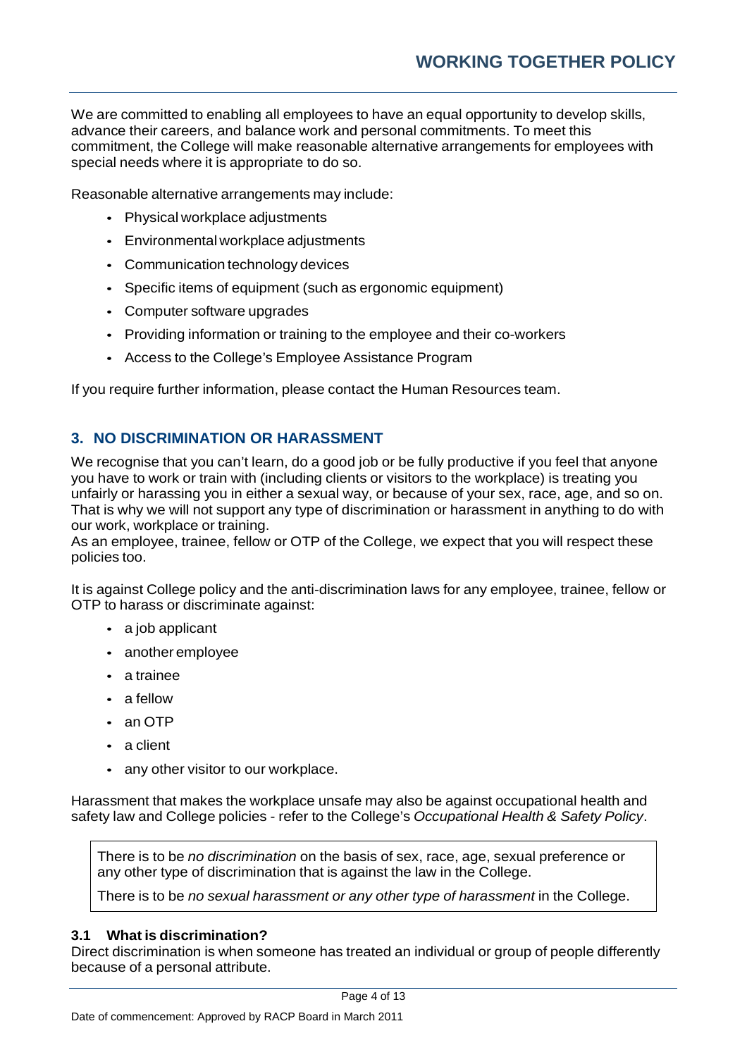We are committed to enabling all employees to have an equal opportunity to develop skills, advance their careers, and balance work and personal commitments. To meet this commitment, the College will make reasonable alternative arrangements for employees with special needs where it is appropriate to do so.

Reasonable alternative arrangements may include:

- Physical workplace adjustments
- Environmental workplace adjustments
- Communication technology devices
- Specific items of equipment (such as ergonomic equipment)
- Computer software upgrades
- Providing information or training to the employee and their co-workers
- Access to the College's Employee Assistance Program

If you require further information, please contact the Human Resources team.

## 3. NO DISCRIMINATION OR HARASSMENT

We recognise that you can't learn, do a good job or be fully productive if you feel that anyone you have to work or train with (including clients or visitors to the workplace) is treating you unfairly or harassing you in either a sexual way, or because of your sex, race, age, and so on. That is why we will not support any type of discrimination or harassment in anything to do with our work, workplace or training.
As an employee, trainee, fellow or OTP of the College, we expect that you will respect these policies too.

It is against College policy and the anti-discrimination laws for any employee, trainee, fellow or OTP to harass or discriminate against:

- a job applicant
- another employee
- a trainee
- a fellow
- an OTP
- a client
- any other visitor to our workplace.

Harassment that makes the workplace unsafe may also be against occupational health and safety law and College policies - refer to the College's *Occupational Health & Safety Policy*.

> There is to be *no discrimination* on the basis of sex, race, age, sexual preference or any other type of discrimination that is against the law in the College.
>
> There is to be *no sexual harassment or any other type of harassment* in the College.

### 3.1 What is discrimination?

Direct discrimination is when someone has treated an individual or group of people differently because of a personal attribute.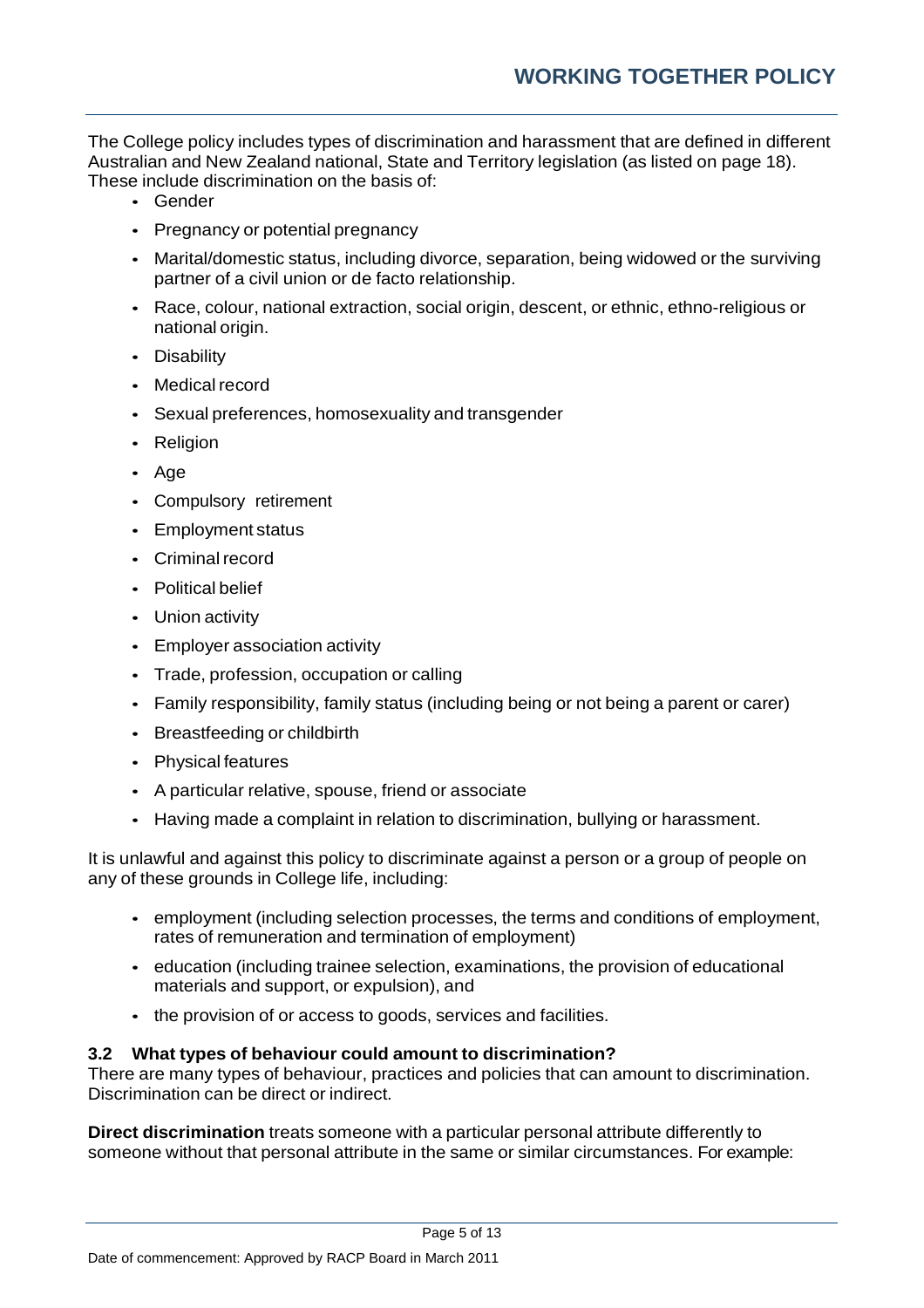The College policy includes types of discrimination and harassment that are defined in different Australian and New Zealand national, State and Territory legislation (as listed on page 18). These include discrimination on the basis of:

- Gender
- Pregnancy or potential pregnancy
- Marital/domestic status, including divorce, separation, being widowed or the surviving partner of a civil union or de facto relationship.
- Race, colour, national extraction, social origin, descent, or ethnic, ethno-religious or national origin.
- Disability
- Medical record
- Sexual preferences, homosexuality and transgender
- Religion
- Age
- Compulsory retirement
- Employment status
- Criminal record
- Political belief
- Union activity
- Employer association activity
- Trade, profession, occupation or calling
- Family responsibility, family status (including being or not being a parent or carer)
- Breastfeeding or childbirth
- Physical features
- A particular relative, spouse, friend or associate
- Having made a complaint in relation to discrimination, bullying or harassment.

It is unlawful and against this policy to discriminate against a person or a group of people on any of these grounds in College life, including:

- employment (including selection processes, the terms and conditions of employment, rates of remuneration and termination of employment)
- education (including trainee selection, examinations, the provision of educational materials and support, or expulsion), and
- the provision of or access to goods, services and facilities.

### 3.2 What types of behaviour could amount to discrimination?

There are many types of behaviour, practices and policies that can amount to discrimination. Discrimination can be direct or indirect.

**Direct discrimination** treats someone with a particular personal attribute differently to someone without that personal attribute in the same or similar circumstances. For example: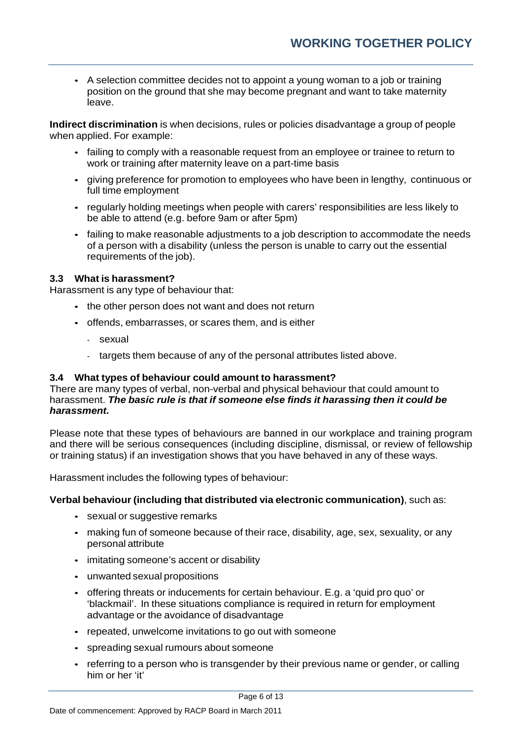- A selection committee decides not to appoint a young woman to a job or training position on the ground that she may become pregnant and want to take maternity leave.

**Indirect discrimination** is when decisions, rules or policies disadvantage a group of people when applied. For example:

- failing to comply with a reasonable request from an employee or trainee to return to work or training after maternity leave on a part-time basis
- giving preference for promotion to employees who have been in lengthy, continuous or full time employment
- regularly holding meetings when people with carers' responsibilities are less likely to be able to attend (e.g. before 9am or after 5pm)
- failing to make reasonable adjustments to a job description to accommodate the needs of a person with a disability (unless the person is unable to carry out the essential requirements of the job).

### 3.3 What is harassment?

Harassment is any type of behaviour that:

- the other person does not want and does not return
- offends, embarrasses, or scares them, and is either
  - sexual
  - targets them because of any of the personal attributes listed above.

### 3.4 What types of behaviour could amount to harassment?

There are many types of verbal, non-verbal and physical behaviour that could amount to harassment. ***The basic rule is that if someone else finds it harassing then it could be harassment.***

Please note that these types of behaviours are banned in our workplace and training program and there will be serious consequences (including discipline, dismissal, or review of fellowship or training status) if an investigation shows that you have behaved in any of these ways.

Harassment includes the following types of behaviour:

**Verbal behaviour (including that distributed via electronic communication)**, such as:

- sexual or suggestive remarks
- making fun of someone because of their race, disability, age, sex, sexuality, or any personal attribute
- imitating someone's accent or disability
- unwanted sexual propositions
- offering threats or inducements for certain behaviour. E.g. a 'quid pro quo' or 'blackmail'. In these situations compliance is required in return for employment advantage or the avoidance of disadvantage
- repeated, unwelcome invitations to go out with someone
- spreading sexual rumours about someone
- referring to a person who is transgender by their previous name or gender, or calling him or her 'it'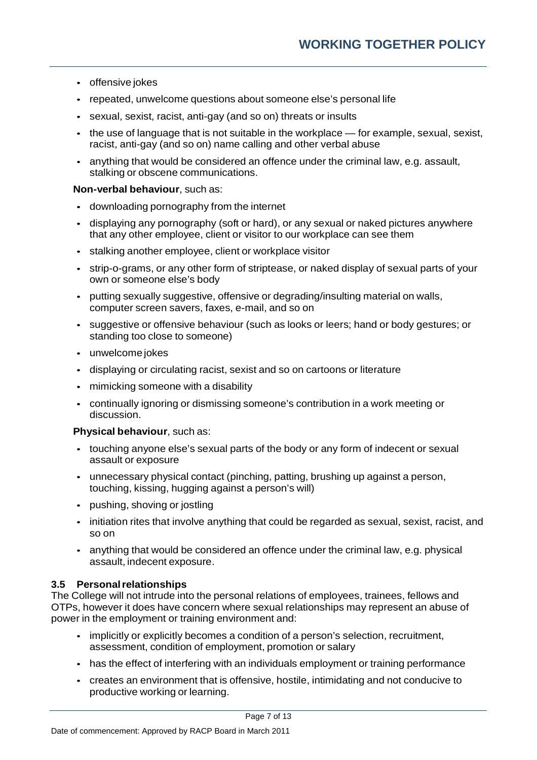- offensive jokes
- repeated, unwelcome questions about someone else's personal life
- sexual, sexist, racist, anti-gay (and so on) threats or insults
- the use of language that is not suitable in the workplace — for example, sexual, sexist, racist, anti-gay (and so on) name calling and other verbal abuse
- anything that would be considered an offence under the criminal law, e.g. assault, stalking or obscene communications.

**Non-verbal behaviour**, such as:

- downloading pornography from the internet
- displaying any pornography (soft or hard), or any sexual or naked pictures anywhere that any other employee, client or visitor to our workplace can see them
- stalking another employee, client or workplace visitor
- strip-o-grams, or any other form of striptease, or naked display of sexual parts of your own or someone else's body
- putting sexually suggestive, offensive or degrading/insulting material on walls, computer screen savers, faxes, e-mail, and so on
- suggestive or offensive behaviour (such as looks or leers; hand or body gestures; or standing too close to someone)
- unwelcome jokes
- displaying or circulating racist, sexist and so on cartoons or literature
- mimicking someone with a disability
- continually ignoring or dismissing someone's contribution in a work meeting or discussion.

**Physical behaviour**, such as:

- touching anyone else's sexual parts of the body or any form of indecent or sexual assault or exposure
- unnecessary physical contact (pinching, patting, brushing up against a person, touching, kissing, hugging against a person's will)
- pushing, shoving or jostling
- initiation rites that involve anything that could be regarded as sexual, sexist, racist, and so on
- anything that would be considered an offence under the criminal law, e.g. physical assault, indecent exposure.

### 3.5 Personal relationships

The College will not intrude into the personal relations of employees, trainees, fellows and OTPs, however it does have concern where sexual relationships may represent an abuse of power in the employment or training environment and:

- implicitly or explicitly becomes a condition of a person's selection, recruitment, assessment, condition of employment, promotion or salary
- has the effect of interfering with an individuals employment or training performance
- creates an environment that is offensive, hostile, intimidating and not conducive to productive working or learning.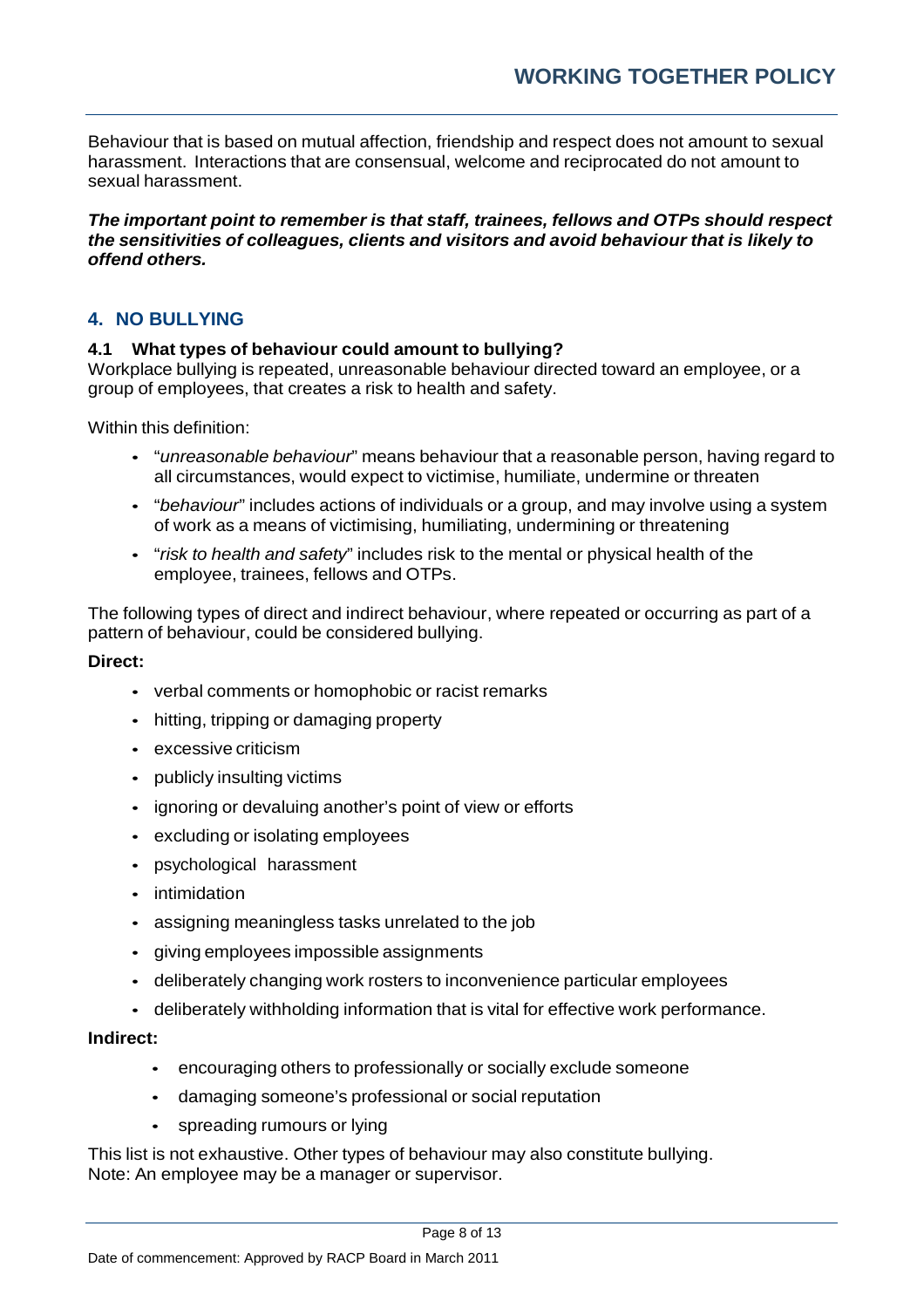Behaviour that is based on mutual affection, friendship and respect does not amount to sexual harassment. Interactions that are consensual, welcome and reciprocated do not amount to sexual harassment.

***The important point to remember is that staff, trainees, fellows and OTPs should respect the sensitivities of colleagues, clients and visitors and avoid behaviour that is likely to offend others.***

## 4. NO BULLYING

### 4.1 What types of behaviour could amount to bullying?

Workplace bullying is repeated, unreasonable behaviour directed toward an employee, or a group of employees, that creates a risk to health and safety.

Within this definition:

- "*unreasonable behaviour*" means behaviour that a reasonable person, having regard to all circumstances, would expect to victimise, humiliate, undermine or threaten
- "*behaviour*" includes actions of individuals or a group, and may involve using a system of work as a means of victimising, humiliating, undermining or threatening
- "*risk to health and safety*" includes risk to the mental or physical health of the employee, trainees, fellows and OTPs.

The following types of direct and indirect behaviour, where repeated or occurring as part of a pattern of behaviour, could be considered bullying.

**Direct:**

- verbal comments or homophobic or racist remarks
- hitting, tripping or damaging property
- excessive criticism
- publicly insulting victims
- ignoring or devaluing another's point of view or efforts
- excluding or isolating employees
- psychological harassment
- intimidation
- assigning meaningless tasks unrelated to the job
- giving employees impossible assignments
- deliberately changing work rosters to inconvenience particular employees
- deliberately withholding information that is vital for effective work performance.

**Indirect:**

- encouraging others to professionally or socially exclude someone
- damaging someone's professional or social reputation
- spreading rumours or lying

This list is not exhaustive. Other types of behaviour may also constitute bullying.
Note: An employee may be a manager or supervisor.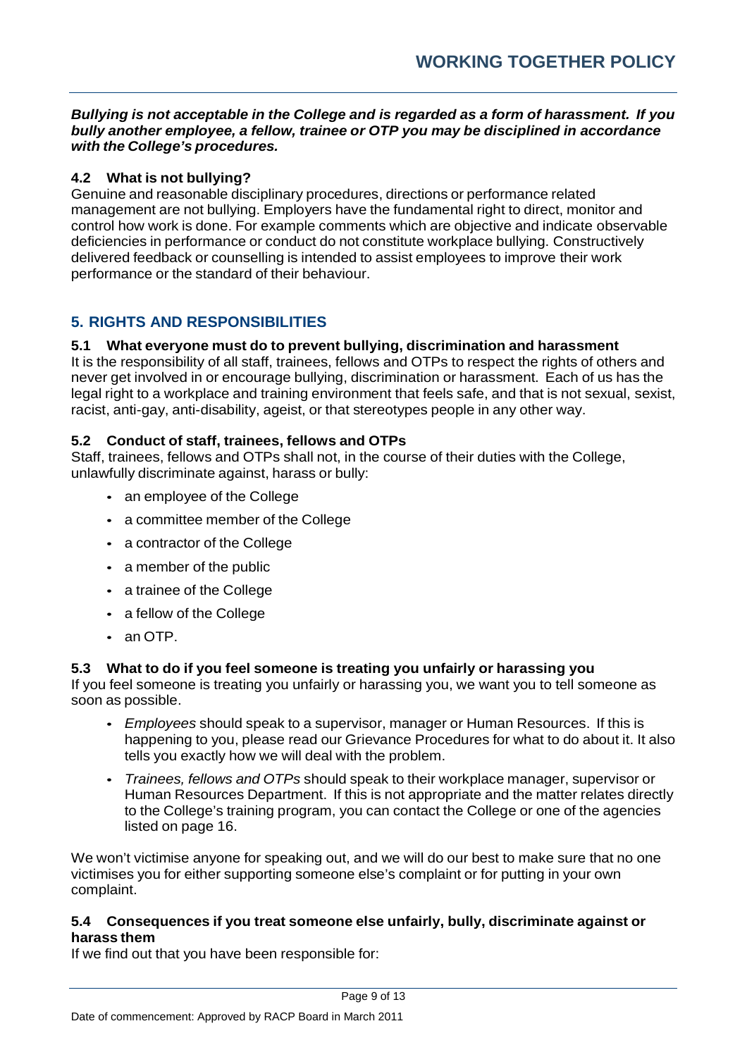***Bullying is not acceptable in the College and is regarded as a form of harassment. If you bully another employee, a fellow, trainee or OTP you may be disciplined in accordance with the College's procedures.***

### 4.2 What is not bullying?

Genuine and reasonable disciplinary procedures, directions or performance related management are not bullying. Employers have the fundamental right to direct, monitor and control how work is done. For example comments which are objective and indicate observable deficiencies in performance or conduct do not constitute workplace bullying. Constructively delivered feedback or counselling is intended to assist employees to improve their work performance or the standard of their behaviour.

## 5. RIGHTS AND RESPONSIBILITIES

### 5.1 What everyone must do to prevent bullying, discrimination and harassment

It is the responsibility of all staff, trainees, fellows and OTPs to respect the rights of others and never get involved in or encourage bullying, discrimination or harassment. Each of us has the legal right to a workplace and training environment that feels safe, and that is not sexual, sexist, racist, anti-gay, anti-disability, ageist, or that stereotypes people in any other way.

### 5.2 Conduct of staff, trainees, fellows and OTPs

Staff, trainees, fellows and OTPs shall not, in the course of their duties with the College, unlawfully discriminate against, harass or bully:

- an employee of the College
- a committee member of the College
- a contractor of the College
- a member of the public
- a trainee of the College
- a fellow of the College
- an OTP.

### 5.3 What to do if you feel someone is treating you unfairly or harassing you

If you feel someone is treating you unfairly or harassing you, we want you to tell someone as soon as possible.

- *Employees* should speak to a supervisor, manager or Human Resources. If this is happening to you, please read our Grievance Procedures for what to do about it. It also tells you exactly how we will deal with the problem.
- *Trainees, fellows and OTPs* should speak to their workplace manager, supervisor or Human Resources Department. If this is not appropriate and the matter relates directly to the College's training program, you can contact the College or one of the agencies listed on page 16.

We won't victimise anyone for speaking out, and we will do our best to make sure that no one victimises you for either supporting someone else's complaint or for putting in your own complaint.

### 5.4 Consequences if you treat someone else unfairly, bully, discriminate against or harass them

If we find out that you have been responsible for: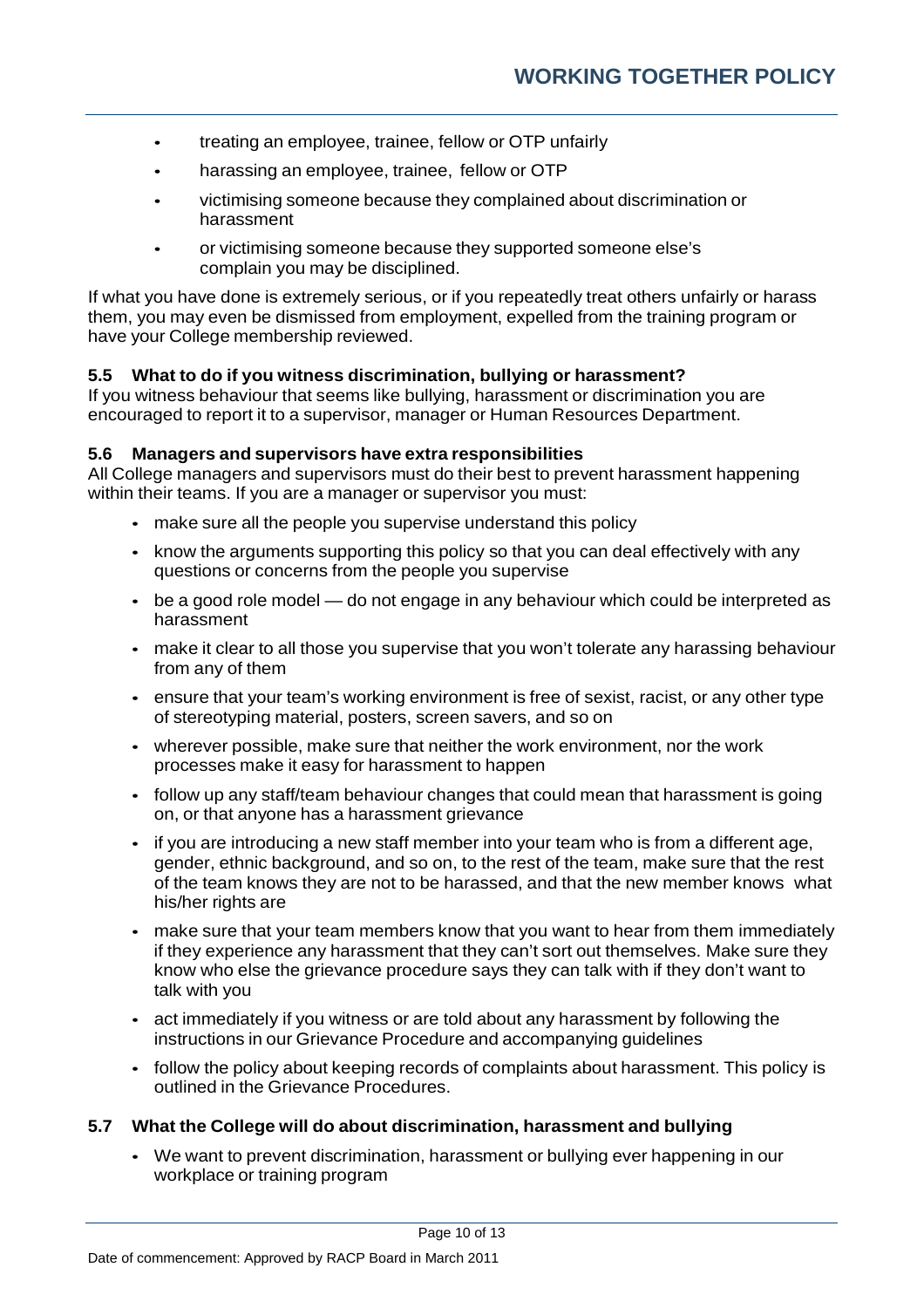- treating an employee, trainee, fellow or OTP unfairly
- harassing an employee, trainee, fellow or OTP
- victimising someone because they complained about discrimination or harassment
- or victimising someone because they supported someone else's complain you may be disciplined.

If what you have done is extremely serious, or if you repeatedly treat others unfairly or harass them, you may even be dismissed from employment, expelled from the training program or have your College membership reviewed.

### 5.5 What to do if you witness discrimination, bullying or harassment?

If you witness behaviour that seems like bullying, harassment or discrimination you are encouraged to report it to a supervisor, manager or Human Resources Department.

### 5.6 Managers and supervisors have extra responsibilities

All College managers and supervisors must do their best to prevent harassment happening within their teams. If you are a manager or supervisor you must:

- make sure all the people you supervise understand this policy
- know the arguments supporting this policy so that you can deal effectively with any questions or concerns from the people you supervise
- be a good role model — do not engage in any behaviour which could be interpreted as harassment
- make it clear to all those you supervise that you won't tolerate any harassing behaviour from any of them
- ensure that your team's working environment is free of sexist, racist, or any other type of stereotyping material, posters, screen savers, and so on
- wherever possible, make sure that neither the work environment, nor the work processes make it easy for harassment to happen
- follow up any staff/team behaviour changes that could mean that harassment is going on, or that anyone has a harassment grievance
- if you are introducing a new staff member into your team who is from a different age, gender, ethnic background, and so on, to the rest of the team, make sure that the rest of the team knows they are not to be harassed, and that the new member knows what his/her rights are
- make sure that your team members know that you want to hear from them immediately if they experience any harassment that they can't sort out themselves. Make sure they know who else the grievance procedure says they can talk with if they don't want to talk with you
- act immediately if you witness or are told about any harassment by following the instructions in our Grievance Procedure and accompanying guidelines
- follow the policy about keeping records of complaints about harassment. This policy is outlined in the Grievance Procedures.

### 5.7 What the College will do about discrimination, harassment and bullying

- We want to prevent discrimination, harassment or bullying ever happening in our workplace or training program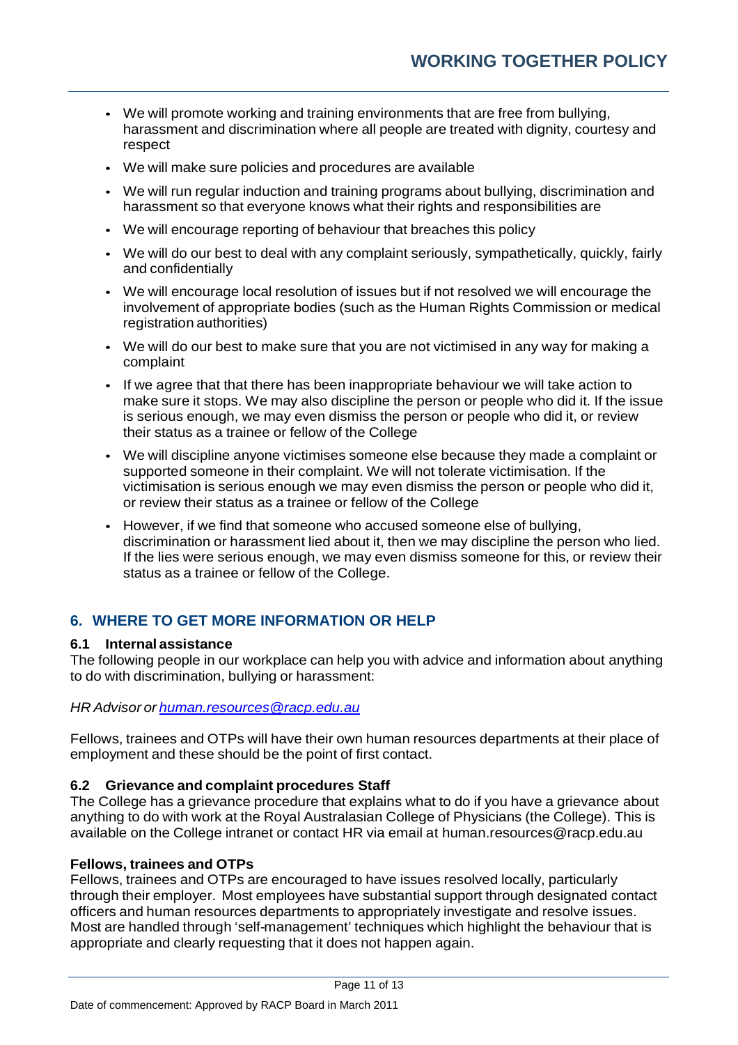- We will promote working and training environments that are free from bullying, harassment and discrimination where all people are treated with dignity, courtesy and respect
- We will make sure policies and procedures are available
- We will run regular induction and training programs about bullying, discrimination and harassment so that everyone knows what their rights and responsibilities are
- We will encourage reporting of behaviour that breaches this policy
- We will do our best to deal with any complaint seriously, sympathetically, quickly, fairly and confidentially
- We will encourage local resolution of issues but if not resolved we will encourage the involvement of appropriate bodies (such as the Human Rights Commission or medical registration authorities)
- We will do our best to make sure that you are not victimised in any way for making a complaint
- If we agree that that there has been inappropriate behaviour we will take action to make sure it stops. We may also discipline the person or people who did it. If the issue is serious enough, we may even dismiss the person or people who did it, or review their status as a trainee or fellow of the College
- We will discipline anyone victimises someone else because they made a complaint or supported someone in their complaint. We will not tolerate victimisation. If the victimisation is serious enough we may even dismiss the person or people who did it, or review their status as a trainee or fellow of the College
- However, if we find that someone who accused someone else of bullying, discrimination or harassment lied about it, then we may discipline the person who lied. If the lies were serious enough, we may even dismiss someone for this, or review their status as a trainee or fellow of the College.

## 6. WHERE TO GET MORE INFORMATION OR HELP

### 6.1 Internal assistance

The following people in our workplace can help you with advice and information about anything to do with discrimination, bullying or harassment:

*HR Advisor or human.resources@racp.edu.au*

Fellows, trainees and OTPs will have their own human resources departments at their place of employment and these should be the point of first contact.

### 6.2 Grievance and complaint procedures Staff

The College has a grievance procedure that explains what to do if you have a grievance about anything to do with work at the Royal Australasian College of Physicians (the College). This is available on the College intranet or contact HR via email at human.resources@racp.edu.au

**Fellows, trainees and OTPs**

Fellows, trainees and OTPs are encouraged to have issues resolved locally, particularly through their employer. Most employees have substantial support through designated contact officers and human resources departments to appropriately investigate and resolve issues. Most are handled through 'self-management' techniques which highlight the behaviour that is appropriate and clearly requesting that it does not happen again.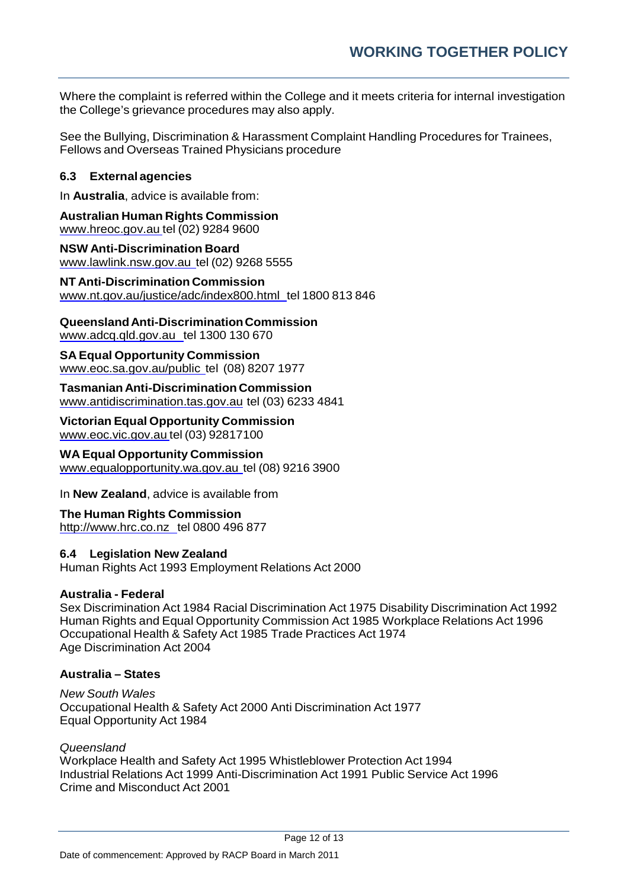Where the complaint is referred within the College and it meets criteria for internal investigation the College's grievance procedures may also apply.

See the Bullying, Discrimination & Harassment Complaint Handling Procedures for Trainees, Fellows and Overseas Trained Physicians procedure

### 6.3 External agencies

In **Australia**, advice is available from:

**Australian Human Rights Commission**
www.hreoc.gov.au tel (02) 9284 9600

**NSW Anti-Discrimination Board**
www.lawlink.nsw.gov.au tel (02) 9268 5555

**NT Anti-Discrimination Commission**
www.nt.gov.au/justice/adc/index800.html tel 1800 813 846

**Queensland Anti-Discrimination Commission**
www.adcq.qld.gov.au tel 1300 130 670

**SA Equal Opportunity Commission**
www.eoc.sa.gov.au/public tel (08) 8207 1977

**Tasmanian Anti-Discrimination Commission**
www.antidiscrimination.tas.gov.au tel (03) 6233 4841

**Victorian Equal Opportunity Commission**
www.eoc.vic.gov.au tel (03) 92817100

**WA Equal Opportunity Commission**
www.equalopportunity.wa.gov.au tel (08) 9216 3900

In **New Zealand**, advice is available from

**The Human Rights Commission**
http://www.hrc.co.nz tel 0800 496 877

### 6.4 Legislation New Zealand

Human Rights Act 1993 Employment Relations Act 2000

**Australia - Federal**

Sex Discrimination Act 1984 Racial Discrimination Act 1975 Disability Discrimination Act 1992 Human Rights and Equal Opportunity Commission Act 1985 Workplace Relations Act 1996 Occupational Health & Safety Act 1985 Trade Practices Act 1974
Age Discrimination Act 2004

**Australia – States**

*New South Wales*
Occupational Health & Safety Act 2000 Anti Discrimination Act 1977
Equal Opportunity Act 1984

*Queensland*
Workplace Health and Safety Act 1995 Whistleblower Protection Act 1994
Industrial Relations Act 1999 Anti-Discrimination Act 1991 Public Service Act 1996
Crime and Misconduct Act 2001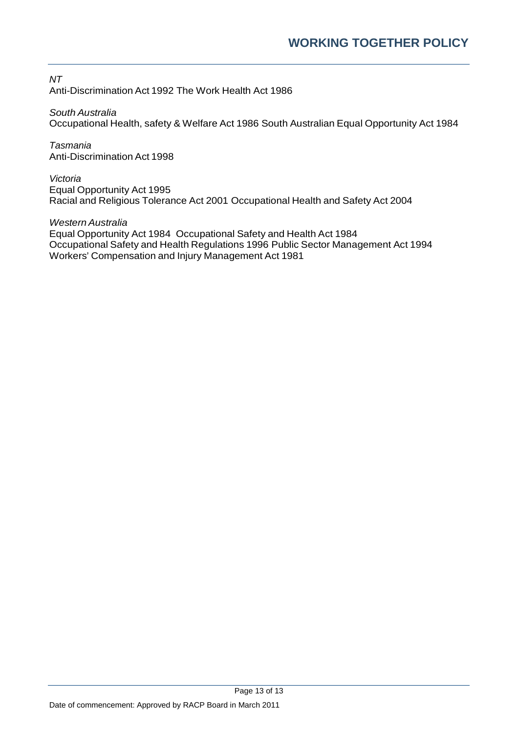*NT*
Anti-Discrimination Act 1992 The Work Health Act 1986

*South Australia*
Occupational Health, safety & Welfare Act 1986 South Australian Equal Opportunity Act 1984

*Tasmania*
Anti-Discrimination Act 1998

*Victoria*
Equal Opportunity Act 1995
Racial and Religious Tolerance Act 2001 Occupational Health and Safety Act 2004

*Western Australia*
Equal Opportunity Act 1984 Occupational Safety and Health Act 1984
Occupational Safety and Health Regulations 1996 Public Sector Management Act 1994
Workers' Compensation and Injury Management Act 1981